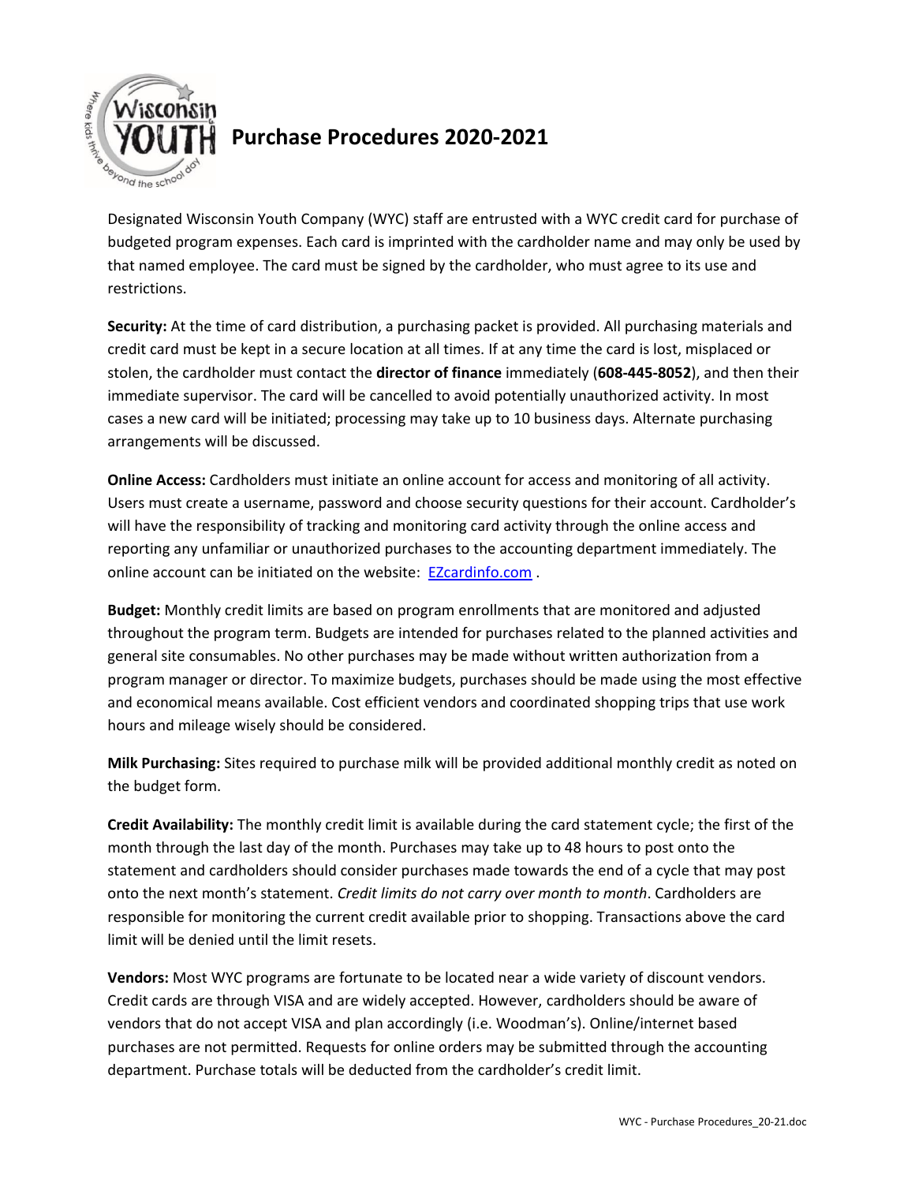# Purchase Procedures 2020-2021

Designated Wisconsin Youth Company (WYC) staff are entrusted with a WYC credit card for purchase of budgeted program expenses. Each card is imprinted with the cardholder name and may only be used by that named employee. The card must be signed by the cardholder, who must agree to its use and restrictions.

**Security:** At the time of card distribution, a purchasing packet is provided. All purchasing materials and credit card must be kept in a secure location at all times. If at any time the card is lost, misplaced or stolen, the cardholder must contact the **director of finance** immediately (**608-445-8052**), and then their immediate supervisor. The card will be cancelled to avoid potentially unauthorized activity. In most cases a new card will be initiated; processing may take up to 10 business days. Alternate purchasing arrangements will be discussed.

**Online Access:** Cardholders must initiate an online account for access and monitoring of all activity. Users must create a username, password and choose security questions for their account. Cardholder's will have the responsibility of tracking and monitoring card activity through the online access and reporting any unfamiliar or unauthorized purchases to the accounting department immediately. The online account can be initiated on the website: [EZcardinfo.com](EZcardinfo.com) .

**Budget:** Monthly credit limits are based on program enrollments that are monitored and adjusted throughout the program term. Budgets are intended for purchases related to the planned activities and general site consumables. No other purchases may be made without written authorization from a program manager or director. To maximize budgets, purchases should be made using the most effective and economical means available. Cost efficient vendors and coordinated shopping trips that use work hours and mileage wisely should be considered.

**Milk Purchasing:** Sites required to purchase milk will be provided additional monthly credit as noted on the budget form.

**Credit Availability:** The monthly credit limit is available during the card statement cycle; the first of the month through the last day of the month. Purchases may take up to 48 hours to post onto the statement and cardholders should consider purchases made towards the end of a cycle that may post onto the next month's statement. *Credit limits do not carry over month to month*. Cardholders are responsible for monitoring the current credit available prior to shopping. Transactions above the card limit will be denied until the limit resets.

**Vendors:** Most WYC programs are fortunate to be located near a wide variety of discount vendors. Credit cards are through VISA and are widely accepted. However, cardholders should be aware of vendors that do not accept VISA and plan accordingly (i.e. Woodman's). Online/internet based purchases are not permitted. Requests for online orders may be submitted through the accounting department. Purchase totals will be deducted from the cardholder's credit limit.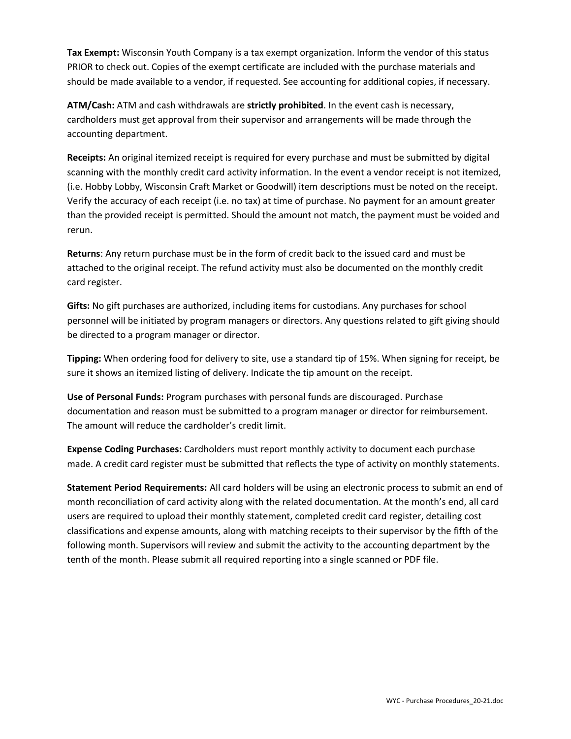**Tax Exempt:** Wisconsin Youth Company is a tax exempt organization. Inform the vendor of this status PRIOR to check out. Copies of the exempt certificate are included with the purchase materials and should be made available to a vendor, if requested. See accounting for additional copies, if necessary.

**ATM/Cash:** ATM and cash withdrawals are **strictly prohibited**. In the event cash is necessary, cardholders must get approval from their supervisor and arrangements will be made through the accounting department.

**Receipts:** An original itemized receipt is required for every purchase and must be submitted by digital scanning with the monthly credit card activity information. In the event a vendor receipt is not itemized, (i.e. Hobby Lobby, Wisconsin Craft Market or Goodwill) item descriptions must be noted on the receipt. Verify the accuracy of each receipt (i.e. no tax) at time of purchase. No payment for an amount greater than the provided receipt is permitted. Should the amount not match, the payment must be voided and rerun.

**Returns**: Any return purchase must be in the form of credit back to the issued card and must be attached to the original receipt. The refund activity must also be documented on the monthly credit card register.

**Gifts:** No gift purchases are authorized, including items for custodians. Any purchases for school personnel will be initiated by program managers or directors. Any questions related to gift giving should be directed to a program manager or director.

**Tipping:** When ordering food for delivery to site, use a standard tip of 15%. When signing for receipt, be sure it shows an itemized listing of delivery. Indicate the tip amount on the receipt.

**Use of Personal Funds:** Program purchases with personal funds are discouraged. Purchase documentation and reason must be submitted to a program manager or director for reimbursement. The amount will reduce the cardholder's credit limit.

**Expense Coding Purchases:** Cardholders must report monthly activity to document each purchase made. A credit card register must be submitted that reflects the type of activity on monthly statements.

**Statement Period Requirements:** All card holders will be using an electronic process to submit an end of month reconciliation of card activity along with the related documentation. At the month's end, all card users are required to upload their monthly statement, completed credit card register, detailing cost classifications and expense amounts, along with matching receipts to their supervisor by the fifth of the following month. Supervisors will review and submit the activity to the accounting department by the tenth of the month. Please submit all required reporting into a single scanned or PDF file.